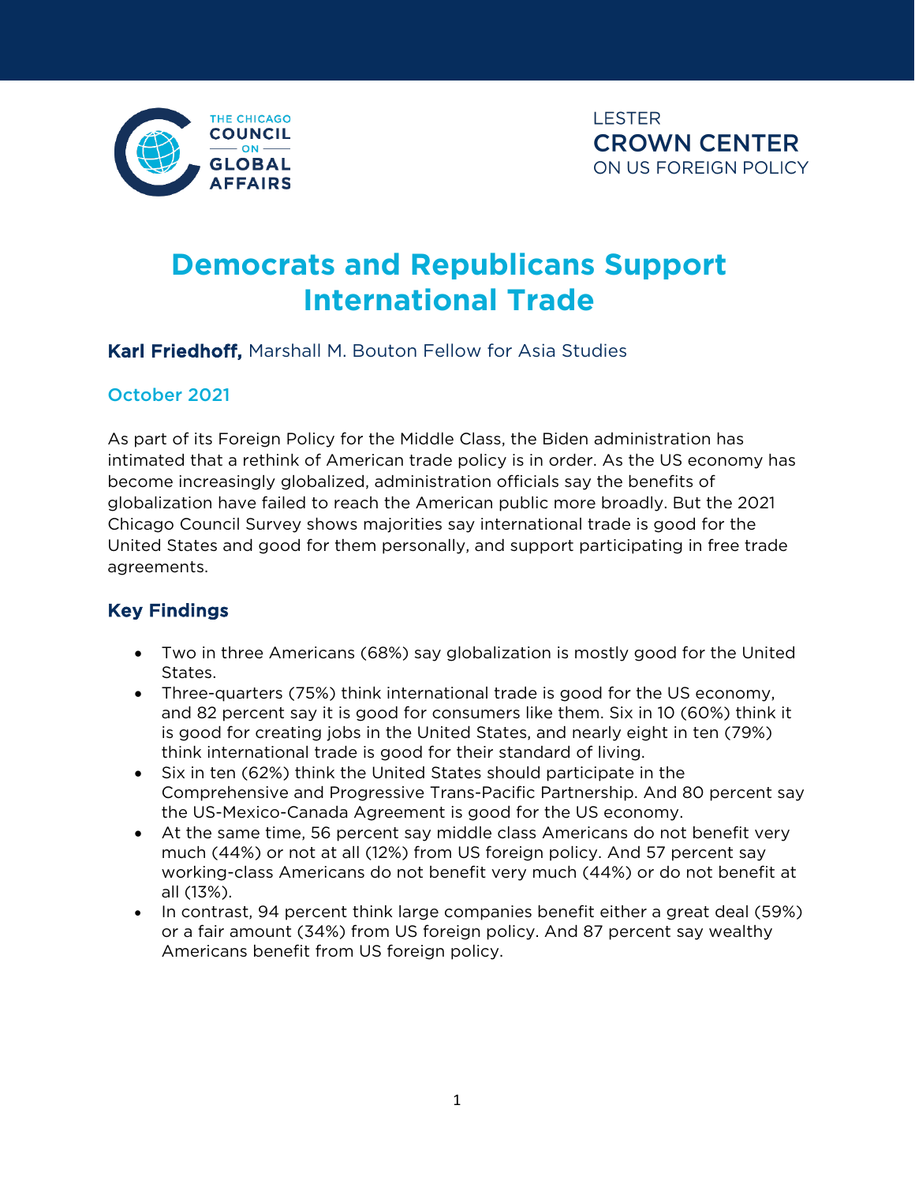THE CHICAGO COUNCIL ON GLOBAL AFFAIRS

LESTER CROWN CENTER ON US FOREIGN POLICY

# Democrats and Republicans Support International Trade

**Karl Friedhoff,** Marshall M. Bouton Fellow for Asia Studies

October 2021

As part of its Foreign Policy for the Middle Class, the Biden administration has intimated that a rethink of American trade policy is in order. As the US economy has become increasingly globalized, administration officials say the benefits of globalization have failed to reach the American public more broadly. But the 2021 Chicago Council Survey shows majorities say international trade is good for the United States and good for them personally, and support participating in free trade agreements.

## Key Findings

- Two in three Americans (68%) say globalization is mostly good for the United States.
- Three-quarters (75%) think international trade is good for the US economy, and 82 percent say it is good for consumers like them. Six in 10 (60%) think it is good for creating jobs in the United States, and nearly eight in ten (79%) think international trade is good for their standard of living.
- Six in ten (62%) think the United States should participate in the Comprehensive and Progressive Trans-Pacific Partnership. And 80 percent say the US-Mexico-Canada Agreement is good for the US economy.
- At the same time, 56 percent say middle class Americans do not benefit very much (44%) or not at all (12%) from US foreign policy. And 57 percent say working-class Americans do not benefit very much (44%) or do not benefit at all (13%).
- In contrast, 94 percent think large companies benefit either a great deal (59%) or a fair amount (34%) from US foreign policy. And 87 percent say wealthy Americans benefit from US foreign policy.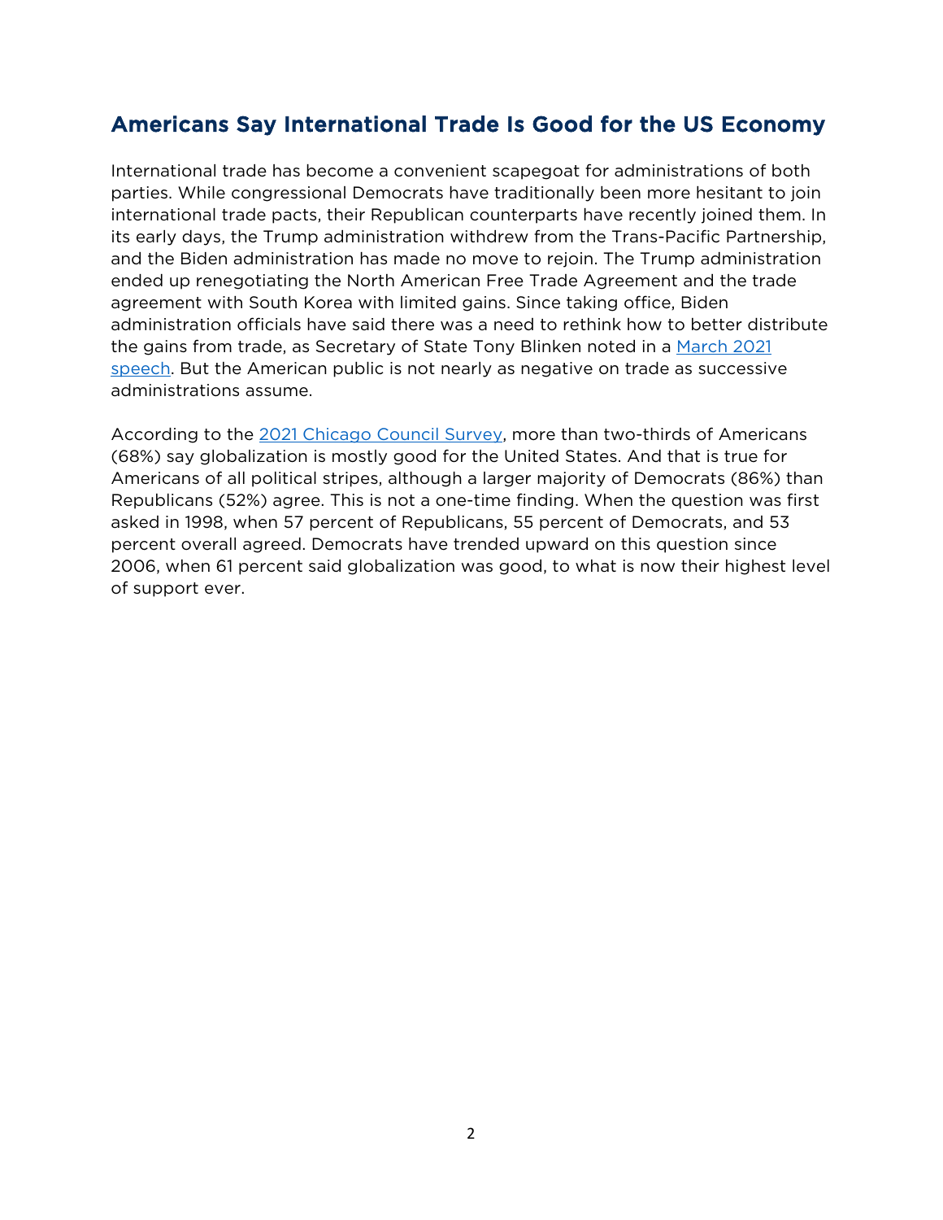## Americans Say International Trade Is Good for the US Economy

International trade has become a convenient scapegoat for administrations of both parties. While congressional Democrats have traditionally been more hesitant to join international trade pacts, their Republican counterparts have recently joined them. In its early days, the Trump administration withdrew from the Trans-Pacific Partnership, and the Biden administration has made no move to rejoin. The Trump administration ended up renegotiating the North American Free Trade Agreement and the trade agreement with South Korea with limited gains. Since taking office, Biden administration officials have said there was a need to rethink how to better distribute the gains from trade, as Secretary of State Tony Blinken noted in a March 2021 speech. But the American public is not nearly as negative on trade as successive administrations assume.

According to the 2021 Chicago Council Survey, more than two-thirds of Americans (68%) say globalization is mostly good for the United States. And that is true for Americans of all political stripes, although a larger majority of Democrats (86%) than Republicans (52%) agree. This is not a one-time finding. When the question was first asked in 1998, when 57 percent of Republicans, 55 percent of Democrats, and 53 percent overall agreed. Democrats have trended upward on this question since 2006, when 61 percent said globalization was good, to what is now their highest level of support ever.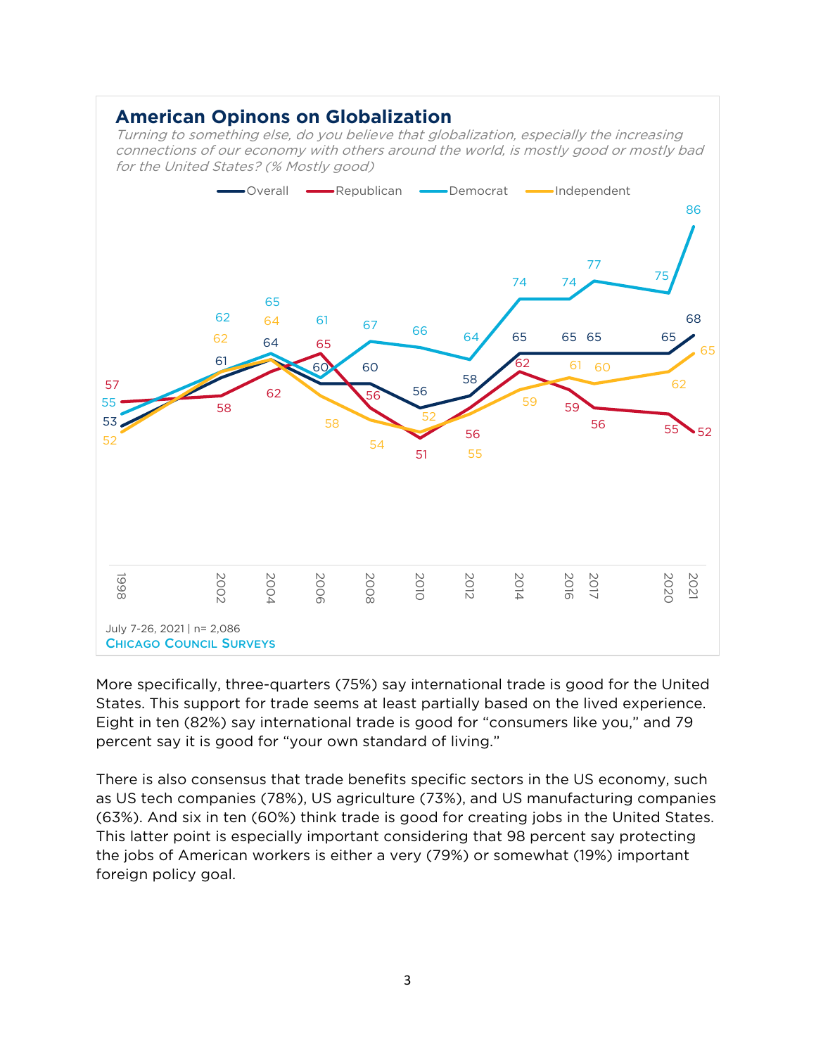## American Opinons on Globalization

*Turning to something else, do you believe that globalization, especially the increasing connections of our economy with others around the world, is mostly good or mostly bad for the United States? (% Mostly good)*

| Year | Overall | Republican | Democrat | Independent |
|---|---|---|---|---|
| 1998 | 53 | 57 | 55 | 52 |
| 2002 | 61 | 58 | 62 | 62 |
| 2004 | 64 | 62 | 65 | 64 |
| 2006 | 60 | 65 | 61 | 58 |
| 2008 | 60 | 56 | 67 | 54 |
| 2010 | 56 | 51 | 66 | 52 |
| 2012 | 58 | 56 | 64 | 55 |
| 2014 | 65 | 62 | 74 | 59 |
| 2016 | 65 | 59 | 74 | 61 |
| 2017 | 65 | 56 | 77 | 60 |
| 2020 | 65 | 55 | 75 | 62 |
| 2021 | 68 | 52 | 86 | 65 |

July 7-26, 2021 | n= 2,086
CHICAGO COUNCIL SURVEYS

More specifically, three-quarters (75%) say international trade is good for the United States. This support for trade seems at least partially based on the lived experience. Eight in ten (82%) say international trade is good for "consumers like you," and 79 percent say it is good for "your own standard of living."

There is also consensus that trade benefits specific sectors in the US economy, such as US tech companies (78%), US agriculture (73%), and US manufacturing companies (63%). And six in ten (60%) think trade is good for creating jobs in the United States. This latter point is especially important considering that 98 percent say protecting the jobs of American workers is either a very (79%) or somewhat (19%) important foreign policy goal.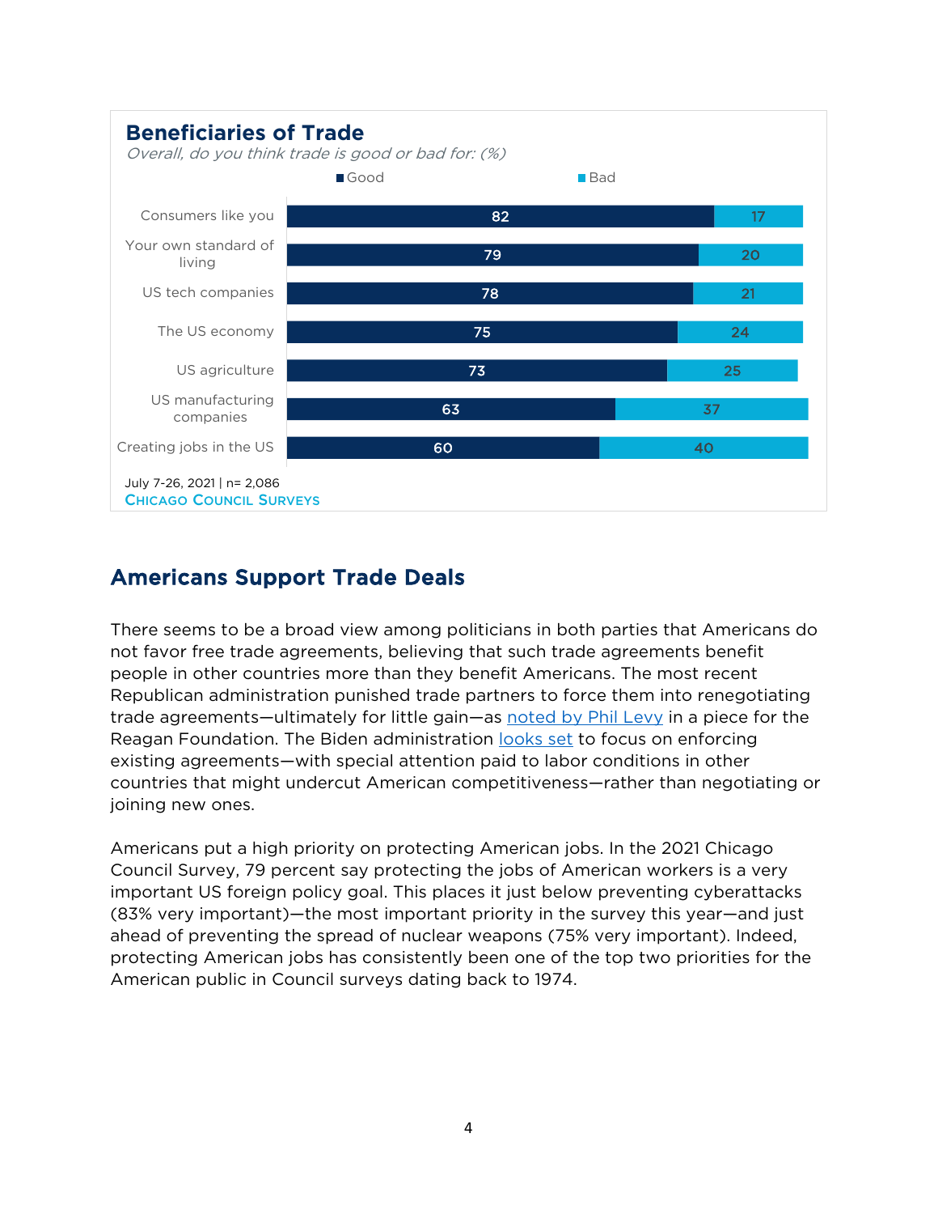### Beneficiaries of Trade

*Overall, do you think trade is good or bad for: (%)*

| | Good | Bad |
|---|---|---|
| Consumers like you | 82 | 17 |
| Your own standard of living | 79 | 20 |
| US tech companies | 78 | 21 |
| The US economy | 75 | 24 |
| US agriculture | 73 | 25 |
| US manufacturing companies | 63 | 37 |
| Creating jobs in the US | 60 | 40 |

July 7-26, 2021 | n= 2,086
CHICAGO COUNCIL SURVEYS

## Americans Support Trade Deals

There seems to be a broad view among politicians in both parties that Americans do not favor free trade agreements, believing that such trade agreements benefit people in other countries more than they benefit Americans. The most recent Republican administration punished trade partners to force them into renegotiating trade agreements—ultimately for little gain—as noted by Phil Levy in a piece for the Reagan Foundation. The Biden administration looks set to focus on enforcing existing agreements—with special attention paid to labor conditions in other countries that might undercut American competitiveness—rather than negotiating or joining new ones.

Americans put a high priority on protecting American jobs. In the 2021 Chicago Council Survey, 79 percent say protecting the jobs of American workers is a very important US foreign policy goal. This places it just below preventing cyberattacks (83% very important)—the most important priority in the survey this year—and just ahead of preventing the spread of nuclear weapons (75% very important). Indeed, protecting American jobs has consistently been one of the top two priorities for the American public in Council surveys dating back to 1974.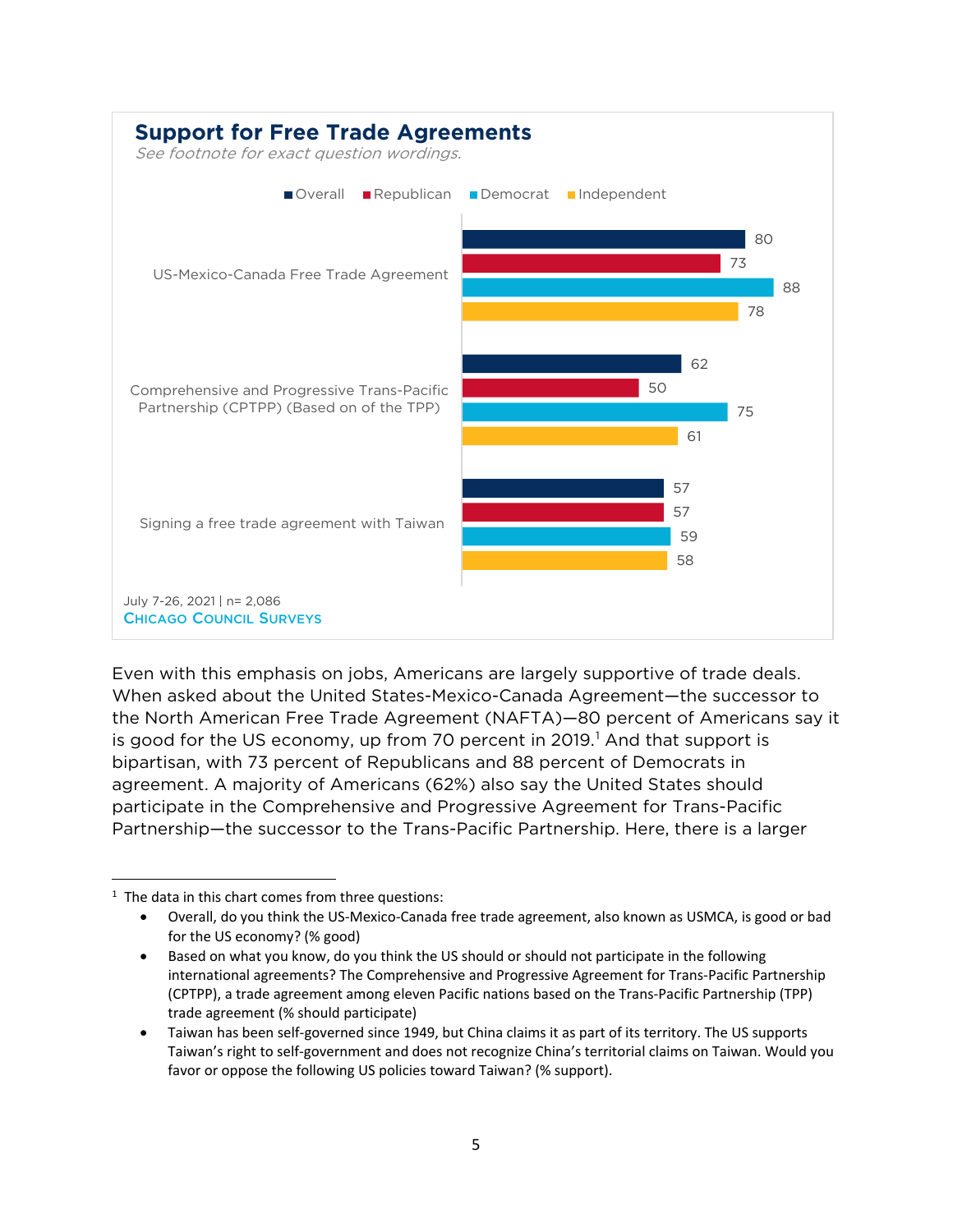## Support for Free Trade Agreements

*See footnote for exact question wordings.*

| | Overall | Republican | Democrat | Independent |
|---|---|---|---|---|
| US-Mexico-Canada Free Trade Agreement | 80 | 73 | 88 | 78 |
| Comprehensive and Progressive Trans-Pacific Partnership (CPTPP) (Based on of the TPP) | 62 | 50 | 75 | 61 |
| Signing a free trade agreement with Taiwan | 57 | 57 | 59 | 58 |

July 7-26, 2021 | n= 2,086

CHICAGO COUNCIL SURVEYS

Even with this emphasis on jobs, Americans are largely supportive of trade deals. When asked about the United States-Mexico-Canada Agreement—the successor to the North American Free Trade Agreement (NAFTA)—80 percent of Americans say it is good for the US economy, up from 70 percent in 2019.[1] And that support is bipartisan, with 73 percent of Republicans and 88 percent of Democrats in agreement. A majority of Americans (62%) also say the United States should participate in the Comprehensive and Progressive Agreement for Trans-Pacific Partnership—the successor to the Trans-Pacific Partnership. Here, there is a larger

---

[1] The data in this chart comes from three questions:

- Overall, do you think the US-Mexico-Canada free trade agreement, also known as USMCA, is good or bad for the US economy? (% good)
- Based on what you know, do you think the US should or should not participate in the following international agreements? The Comprehensive and Progressive Agreement for Trans-Pacific Partnership (CPTPP), a trade agreement among eleven Pacific nations based on the Trans-Pacific Partnership (TPP) trade agreement (% should participate)
- Taiwan has been self-governed since 1949, but China claims it as part of its territory. The US supports Taiwan's right to self-government and does not recognize China's territorial claims on Taiwan. Would you favor or oppose the following US policies toward Taiwan? (% support).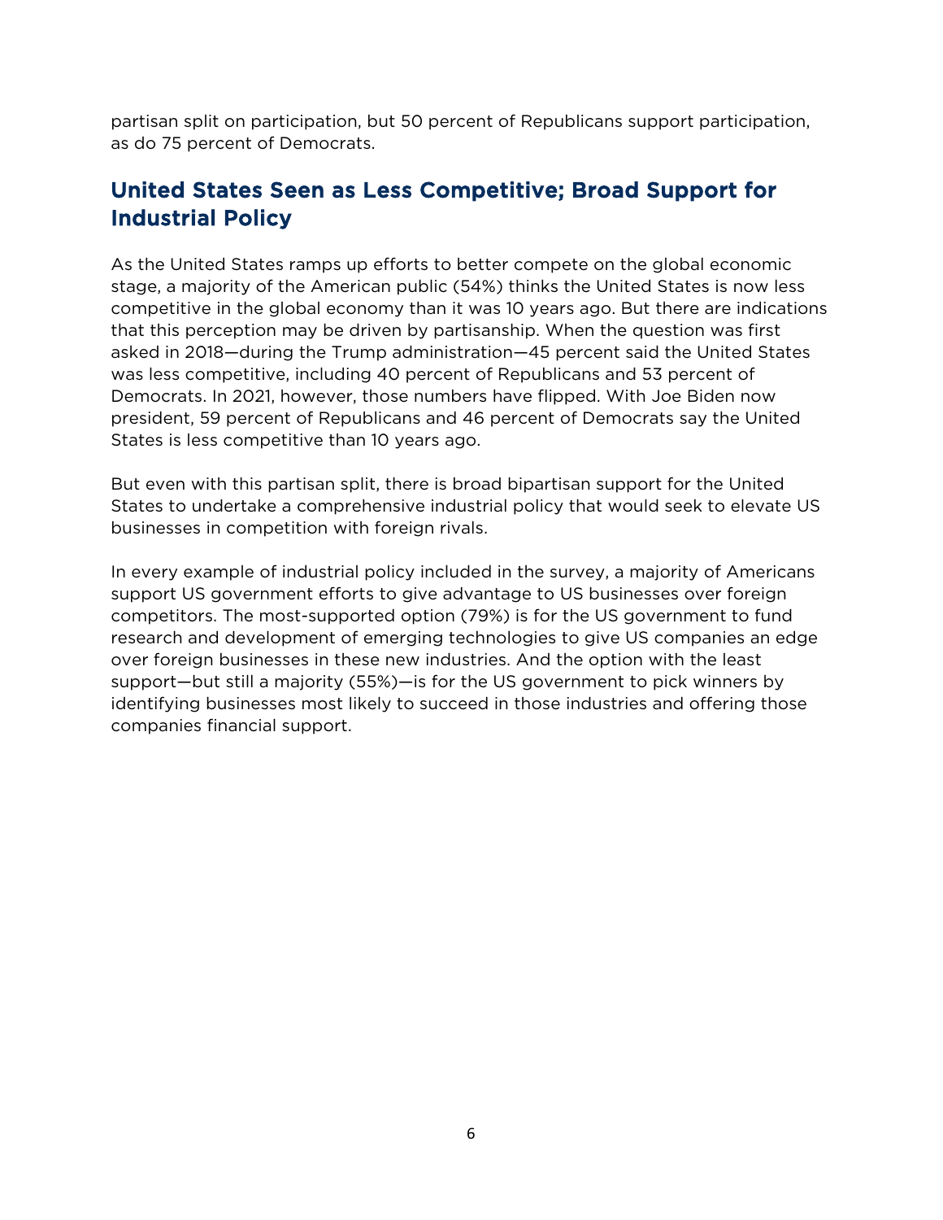partisan split on participation, but 50 percent of Republicans support participation, as do 75 percent of Democrats.

## United States Seen as Less Competitive; Broad Support for Industrial Policy

As the United States ramps up efforts to better compete on the global economic stage, a majority of the American public (54%) thinks the United States is now less competitive in the global economy than it was 10 years ago. But there are indications that this perception may be driven by partisanship. When the question was first asked in 2018—during the Trump administration—45 percent said the United States was less competitive, including 40 percent of Republicans and 53 percent of Democrats. In 2021, however, those numbers have flipped. With Joe Biden now president, 59 percent of Republicans and 46 percent of Democrats say the United States is less competitive than 10 years ago.

But even with this partisan split, there is broad bipartisan support for the United States to undertake a comprehensive industrial policy that would seek to elevate US businesses in competition with foreign rivals.

In every example of industrial policy included in the survey, a majority of Americans support US government efforts to give advantage to US businesses over foreign competitors. The most-supported option (79%) is for the US government to fund research and development of emerging technologies to give US companies an edge over foreign businesses in these new industries. And the option with the least support—but still a majority (55%)—is for the US government to pick winners by identifying businesses most likely to succeed in those industries and offering those companies financial support.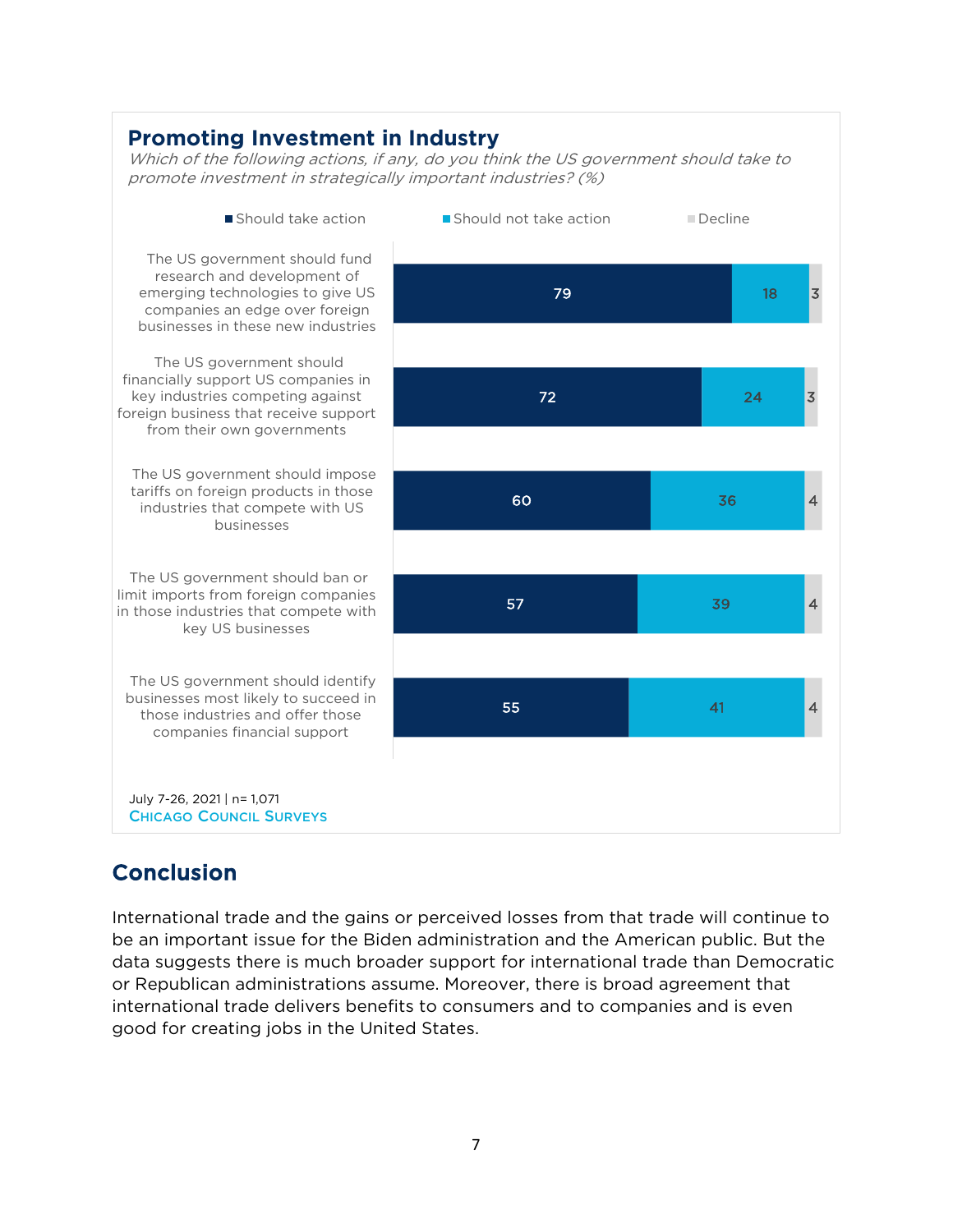## Promoting Investment in Industry

*Which of the following actions, if any, do you think the US government should take to promote investment in strategically important industries? (%)*

| | Should take action | Should not take action | Decline |
|---|---|---|---|
| The US government should fund research and development of emerging technologies to give US companies an edge over foreign businesses in these new industries | 79 | 18 | 3 |
| The US government should financially support US companies in key industries competing against foreign business that receive support from their own governments | 72 | 24 | 3 |
| The US government should impose tariffs on foreign products in those industries that compete with US businesses | 60 | 36 | 4 |
| The US government should ban or limit imports from foreign companies in those industries that compete with key US businesses | 57 | 39 | 4 |
| The US government should identify businesses most likely to succeed in those industries and offer those companies financial support | 55 | 41 | 4 |

July 7-26, 2021 | n= 1,071
CHICAGO COUNCIL SURVEYS

## Conclusion

International trade and the gains or perceived losses from that trade will continue to be an important issue for the Biden administration and the American public. But the data suggests there is much broader support for international trade than Democratic or Republican administrations assume. Moreover, there is broad agreement that international trade delivers benefits to consumers and to companies and is even good for creating jobs in the United States.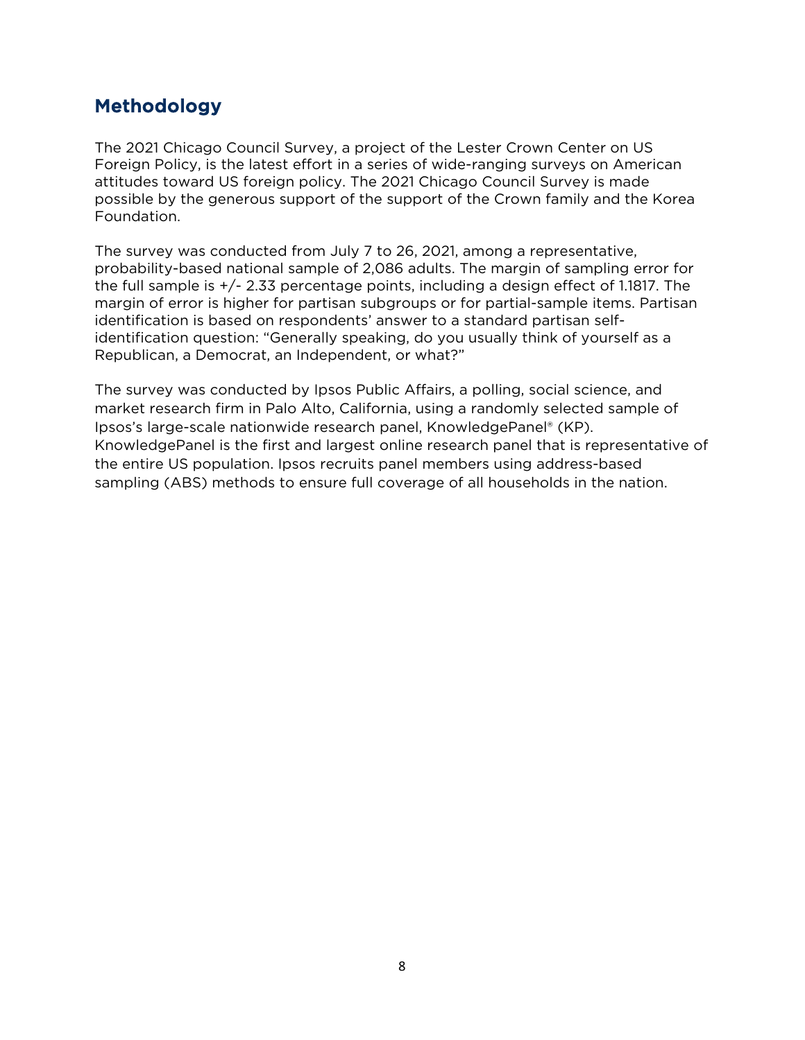## Methodology

The 2021 Chicago Council Survey, a project of the Lester Crown Center on US Foreign Policy, is the latest effort in a series of wide-ranging surveys on American attitudes toward US foreign policy. The 2021 Chicago Council Survey is made possible by the generous support of the support of the Crown family and the Korea Foundation.

The survey was conducted from July 7 to 26, 2021, among a representative, probability-based national sample of 2,086 adults. The margin of sampling error for the full sample is +/- 2.33 percentage points, including a design effect of 1.1817. The margin of error is higher for partisan subgroups or for partial-sample items. Partisan identification is based on respondents' answer to a standard partisan self-identification question: "Generally speaking, do you usually think of yourself as a Republican, a Democrat, an Independent, or what?"

The survey was conducted by Ipsos Public Affairs, a polling, social science, and market research firm in Palo Alto, California, using a randomly selected sample of Ipsos's large-scale nationwide research panel, KnowledgePanel® (KP). KnowledgePanel is the first and largest online research panel that is representative of the entire US population. Ipsos recruits panel members using address-based sampling (ABS) methods to ensure full coverage of all households in the nation.